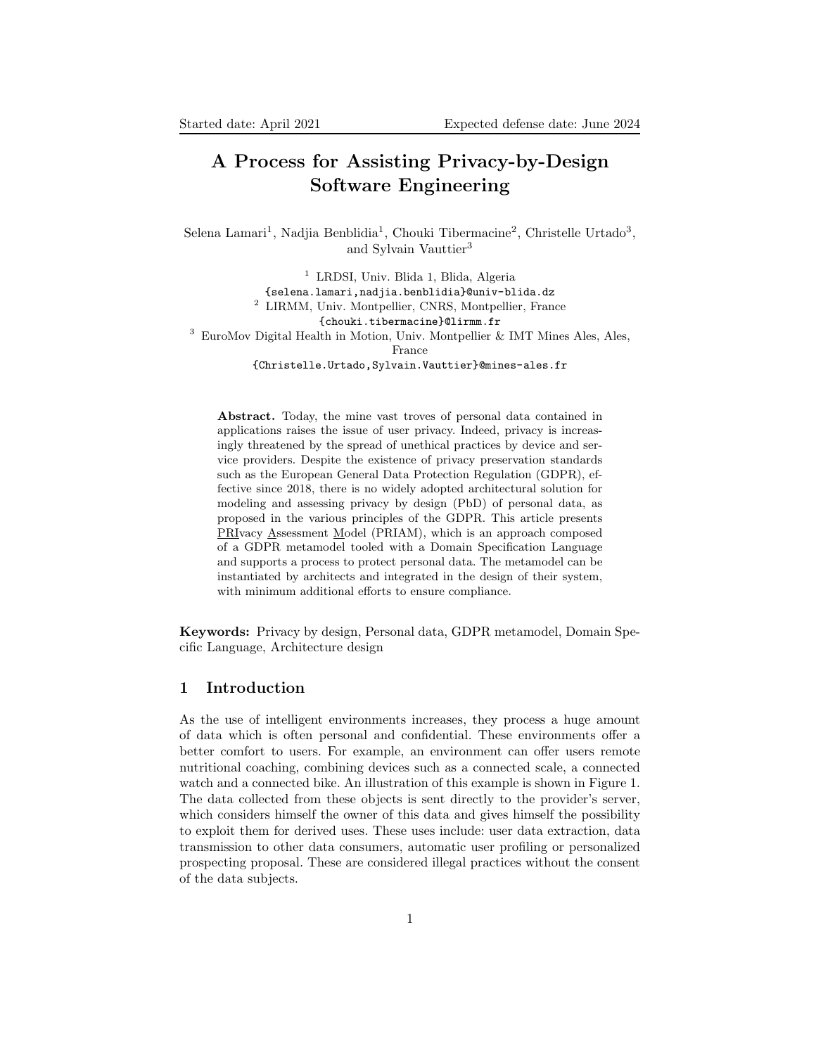Started date: April 2021 Expected defense date: June 2024

# A Process for Assisting Privacy-by-Design Software Engineering

Selena Lamari[1], Nadjia Benblidia[1], Chouki Tibermacine[2], Christelle Urtado[3], and Sylvain Vauttier[3]

[1] LRDSI, Univ. Blida 1, Blida, Algeria
{selena.lamari,nadjia.benblidia}@univ-blida.dz
[2] LIRMM, Univ. Montpellier, CNRS, Montpellier, France
{chouki.tibermacine}@lirmm.fr
[3] EuroMov Digital Health in Motion, Univ. Montpellier & IMT Mines Ales, Ales, France
{Christelle.Urtado,Sylvain.Vauttier}@mines-ales.fr

**Abstract.** Today, the mine vast troves of personal data contained in applications raises the issue of user privacy. Indeed, privacy is increasingly threatened by the spread of unethical practices by device and service providers. Despite the existence of privacy preservation standards such as the European General Data Protection Regulation (GDPR), effective since 2018, there is no widely adopted architectural solution for modeling and assessing privacy by design (PbD) of personal data, as proposed in the various principles of the GDPR. This article presents PRIvacy Assessment Model (PRIAM), which is an approach composed of a GDPR metamodel tooled with a Domain Specification Language and supports a process to protect personal data. The metamodel can be instantiated by architects and integrated in the design of their system, with minimum additional efforts to ensure compliance.

**Keywords:** Privacy by design, Personal data, GDPR metamodel, Domain Specific Language, Architecture design

## 1 Introduction

As the use of intelligent environments increases, they process a huge amount of data which is often personal and confidential. These environments offer a better comfort to users. For example, an environment can offer users remote nutritional coaching, combining devices such as a connected scale, a connected watch and a connected bike. An illustration of this example is shown in Figure 1. The data collected from these objects is sent directly to the provider's server, which considers himself the owner of this data and gives himself the possibility to exploit them for derived uses. These uses include: user data extraction, data transmission to other data consumers, automatic user profiling or personalized prospecting proposal. These are considered illegal practices without the consent of the data subjects.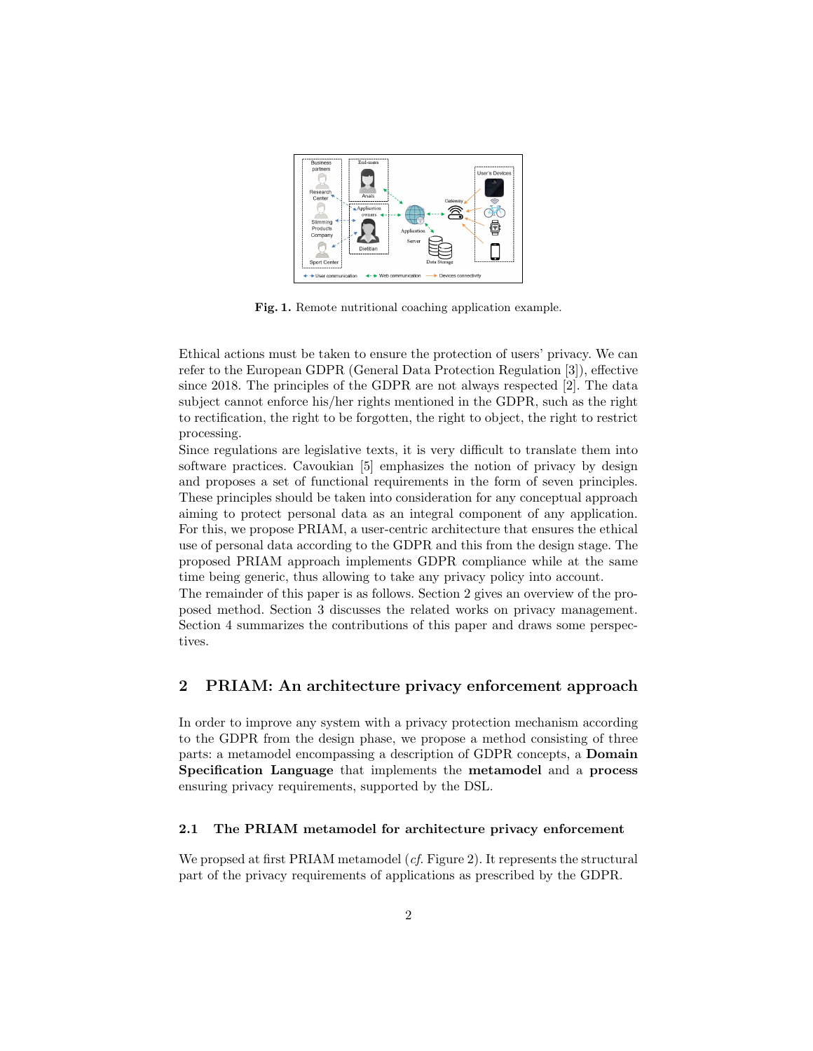Fig. 1. Remote nutritional coaching application example.

Ethical actions must be taken to ensure the protection of users' privacy. We can refer to the European GDPR (General Data Protection Regulation [3]), effective since 2018. The principles of the GDPR are not always respected [2]. The data subject cannot enforce his/her rights mentioned in the GDPR, such as the right to rectification, the right to be forgotten, the right to object, the right to restrict processing.

Since regulations are legislative texts, it is very difficult to translate them into software practices. Cavoukian [5] emphasizes the notion of privacy by design and proposes a set of functional requirements in the form of seven principles. These principles should be taken into consideration for any conceptual approach aiming to protect personal data as an integral component of any application. For this, we propose PRIAM, a user-centric architecture that ensures the ethical use of personal data according to the GDPR and this from the design stage. The proposed PRIAM approach implements GDPR compliance while at the same time being generic, thus allowing to take any privacy policy into account.

The remainder of this paper is as follows. Section 2 gives an overview of the proposed method. Section 3 discusses the related works on privacy management. Section 4 summarizes the contributions of this paper and draws some perspectives.

## 2 PRIAM: An architecture privacy enforcement approach

In order to improve any system with a privacy protection mechanism according to the GDPR from the design phase, we propose a method consisting of three parts: a metamodel encompassing a description of GDPR concepts, a **Domain Specification Language** that implements the **metamodel** and a **process** ensuring privacy requirements, supported by the DSL.

### 2.1 The PRIAM metamodel for architecture privacy enforcement

We propsed at first PRIAM metamodel (*cf.* Figure 2). It represents the structural part of the privacy requirements of applications as prescribed by the GDPR.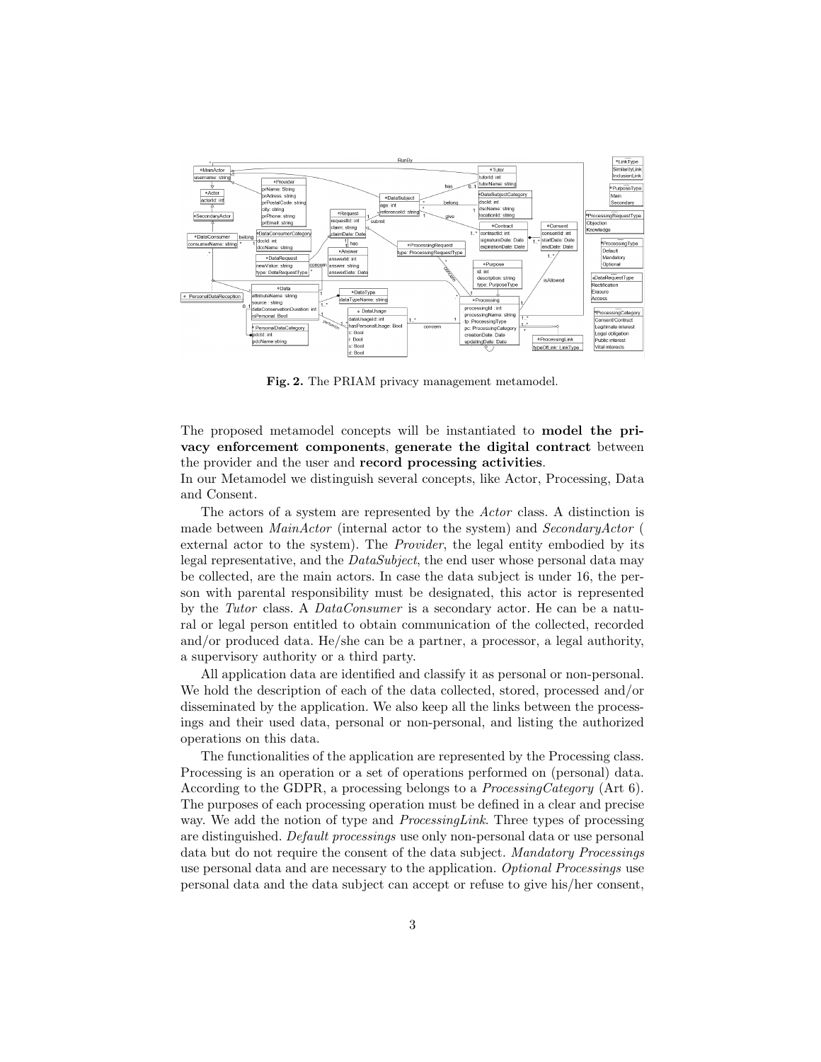**Fig. 2.** The PRIAM privacy management metamodel.

The proposed metamodel concepts will be instantiated to **model the privacy enforcement components**, **generate the digital contract** between the provider and the user and **record processing activities**.

In our Metamodel we distinguish several concepts, like Actor, Processing, Data and Consent.

The actors of a system are represented by the *Actor* class. A distinction is made between *MainActor* (internal actor to the system) and *SecondaryActor* ( external actor to the system). The *Provider*, the legal entity embodied by its legal representative, and the *DataSubject*, the end user whose personal data may be collected, are the main actors. In case the data subject is under 16, the person with parental responsibility must be designated, this actor is represented by the *Tutor* class. A *DataConsumer* is a secondary actor. He can be a natural or legal person entitled to obtain communication of the collected, recorded and/or produced data. He/she can be a partner, a processor, a legal authority, a supervisory authority or a third party.

All application data are identified and classify it as personal or non-personal. We hold the description of each of the data collected, stored, processed and/or disseminated by the application. We also keep all the links between the processings and their used data, personal or non-personal, and listing the authorized operations on this data.

The functionalities of the application are represented by the Processing class. Processing is an operation or a set of operations performed on (personal) data. According to the GDPR, a processing belongs to a *ProcessingCategory* (Art 6). The purposes of each processing operation must be defined in a clear and precise way. We add the notion of type and *ProcessingLink*. Three types of processing are distinguished. *Default processings* use only non-personal data or use personal data but do not require the consent of the data subject. *Mandatory Processings* use personal data and are necessary to the application. *Optional Processings* use personal data and the data subject can accept or refuse to give his/her consent,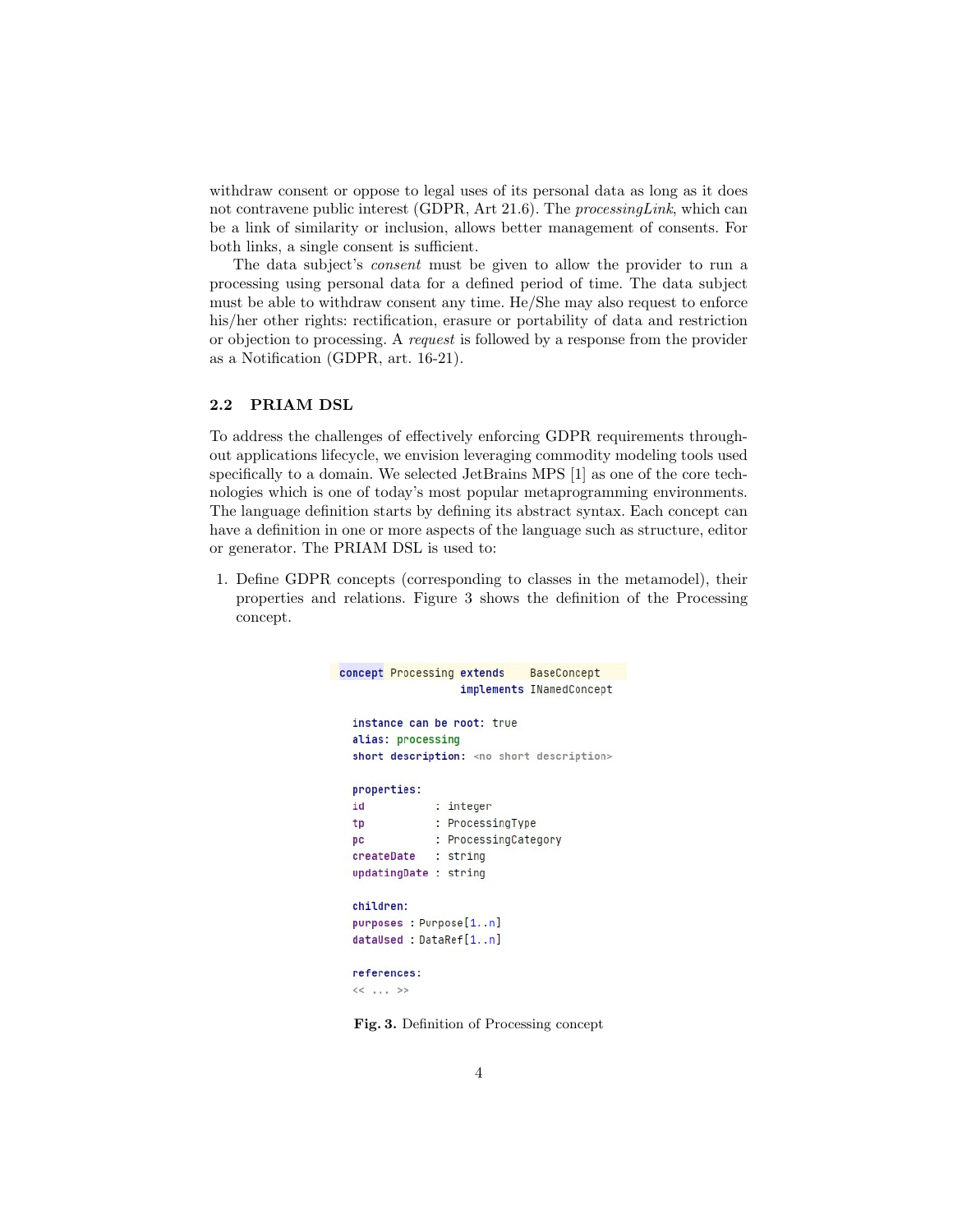withdraw consent or oppose to legal uses of its personal data as long as it does not contravene public interest (GDPR, Art 21.6). The *processingLink*, which can be a link of similarity or inclusion, allows better management of consents. For both links, a single consent is sufficient.

The data subject's *consent* must be given to allow the provider to run a processing using personal data for a defined period of time. The data subject must be able to withdraw consent any time. He/She may also request to enforce his/her other rights: rectification, erasure or portability of data and restriction or objection to processing. A *request* is followed by a response from the provider as a Notification (GDPR, art. 16-21).

### 2.2 PRIAM DSL

To address the challenges of effectively enforcing GDPR requirements throughout applications lifecycle, we envision leveraging commodity modeling tools used specifically to a domain. We selected JetBrains MPS [1] as one of the core technologies which is one of today's most popular metaprogramming environments. The language definition starts by defining its abstract syntax. Each concept can have a definition in one or more aspects of the language such as structure, editor or generator. The PRIAM DSL is used to:

1. Define GDPR concepts (corresponding to classes in the metamodel), their properties and relations. Figure 3 shows the definition of the Processing concept.

```
concept Processing extends    BaseConcept
                   implements INamedConcept

  instance can be root: true
  alias: processing
  short description: <no short description>

  properties:
  id           : integer
  tp           : ProcessingType
  pc           : ProcessingCategory
  createDate   : string
  updatingDate : string

  children:
  purposes : Purpose[1..n]
  dataUsed : DataRef[1..n]

  references:
  << ... >>
```

**Fig. 3.** Definition of Processing concept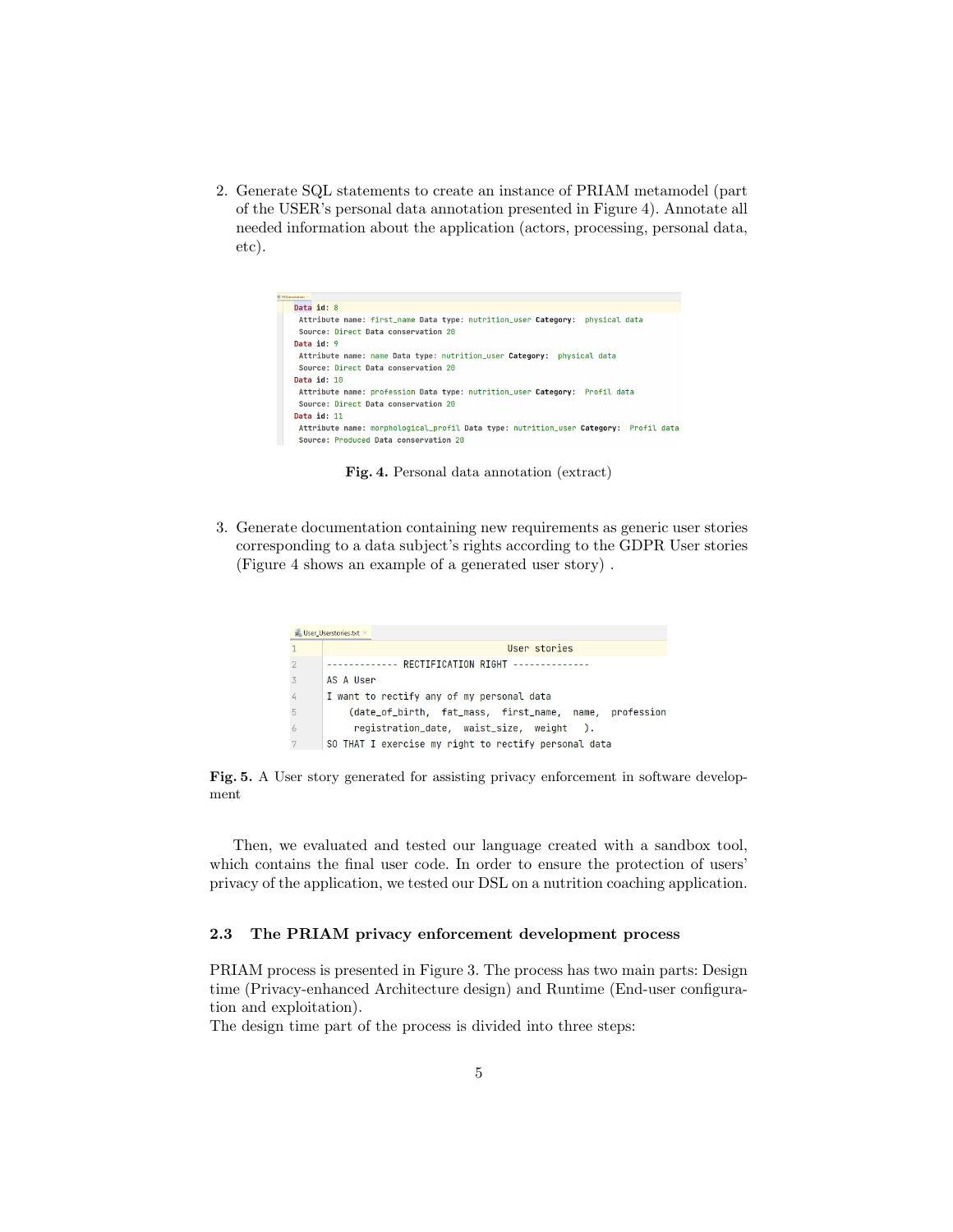2. Generate SQL statements to create an instance of PRIAM metamodel (part of the USER's personal data annotation presented in Figure 4). Annotate all needed information about the application (actors, processing, personal data, etc).

```
Data id: 8
  Attribute name: first_name Data type: nutrition_user Category:  physical data
  Source: Direct Data conservation 20
Data id: 9
  Attribute name: name Data type: nutrition_user Category:  physical data
  Source: Direct Data conservation 20
Data id: 10
  Attribute name: profession Data type: nutrition_user Category:  Profil data
  Source: Direct Data conservation 20
Data id: 11
  Attribute name: morphological_profil Data type: nutrition_user Category:  Profil data
  Source: Produced Data conservation 20
```

**Fig. 4.** Personal data annotation (extract)

3. Generate documentation containing new requirements as generic user stories corresponding to a data subject's rights according to the GDPR User stories (Figure 4 shows an example of a generated user story) .

```
User stories
------------- RECTIFICATION RIGHT -------------
AS A User
I want to rectify any of my personal data
    (date_of_birth,  fat_mass,  first_name,  name,  profession
     registration_date,  waist_size,  weight   ).
SO THAT I exercise my right to rectify personal data
```

**Fig. 5.** A User story generated for assisting privacy enforcement in software development

Then, we evaluated and tested our language created with a sandbox tool, which contains the final user code. In order to ensure the protection of users' privacy of the application, we tested our DSL on a nutrition coaching application.

### 2.3 The PRIAM privacy enforcement development process

PRIAM process is presented in Figure 3. The process has two main parts: Design time (Privacy-enhanced Architecture design) and Runtime (End-user configuration and exploitation).
The design time part of the process is divided into three steps: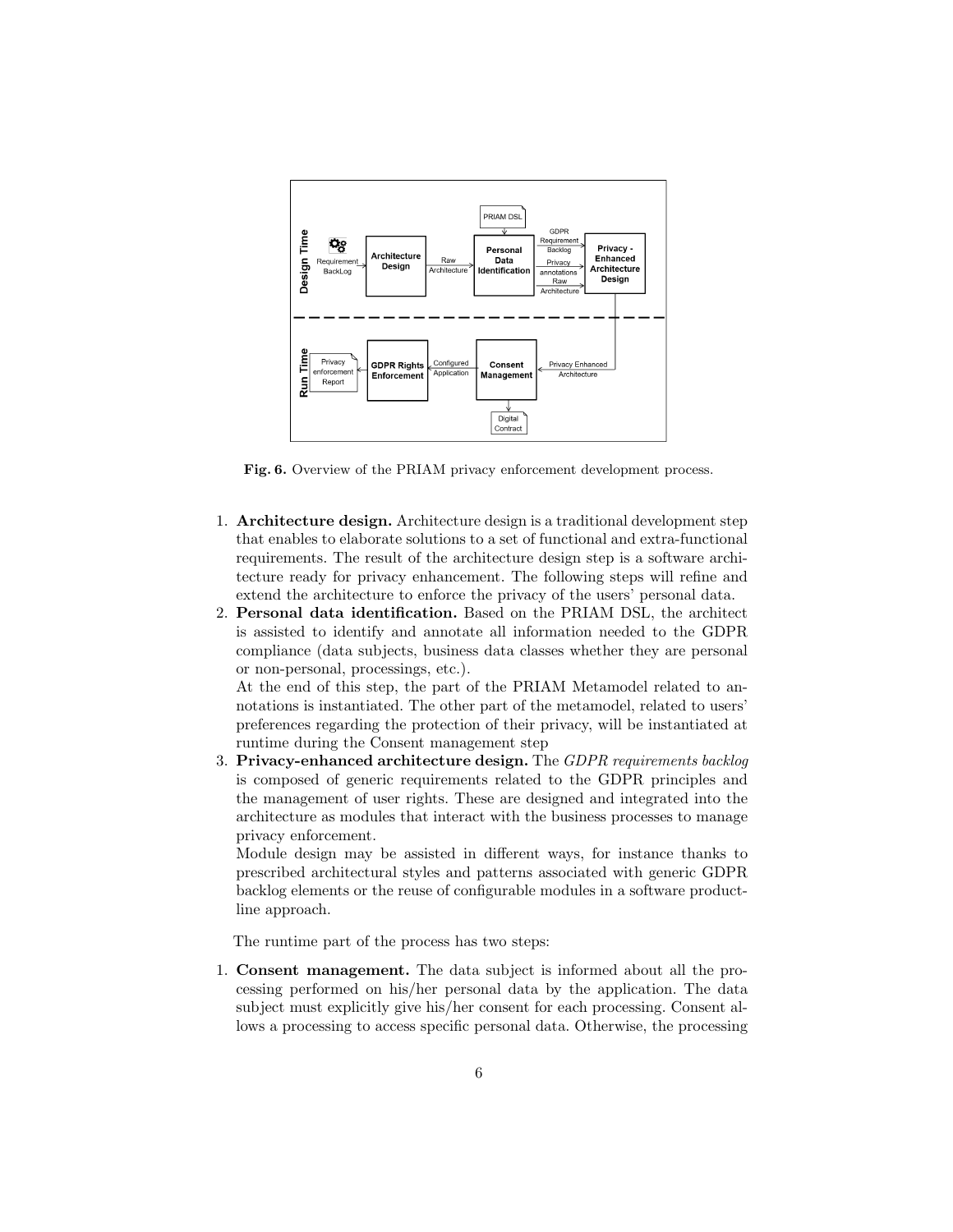Fig. 6. Overview of the PRIAM privacy enforcement development process.

1. **Architecture design.** Architecture design is a traditional development step that enables to elaborate solutions to a set of functional and extra-functional requirements. The result of the architecture design step is a software architecture ready for privacy enhancement. The following steps will refine and extend the architecture to enforce the privacy of the users' personal data.
2. **Personal data identification.** Based on the PRIAM DSL, the architect is assisted to identify and annotate all information needed to the GDPR compliance (data subjects, business data classes whether they are personal or non-personal, processings, etc.).
   At the end of this step, the part of the PRIAM Metamodel related to annotations is instantiated. The other part of the metamodel, related to users' preferences regarding the protection of their privacy, will be instantiated at runtime during the Consent management step
3. **Privacy-enhanced architecture design.** The *GDPR requirements backlog* is composed of generic requirements related to the GDPR principles and the management of user rights. These are designed and integrated into the architecture as modules that interact with the business processes to manage privacy enforcement.
   Module design may be assisted in different ways, for instance thanks to prescribed architectural styles and patterns associated with generic GDPR backlog elements or the reuse of configurable modules in a software product-line approach.

The runtime part of the process has two steps:

1. **Consent management.** The data subject is informed about all the processing performed on his/her personal data by the application. The data subject must explicitly give his/her consent for each processing. Consent allows a processing to access specific personal data. Otherwise, the processing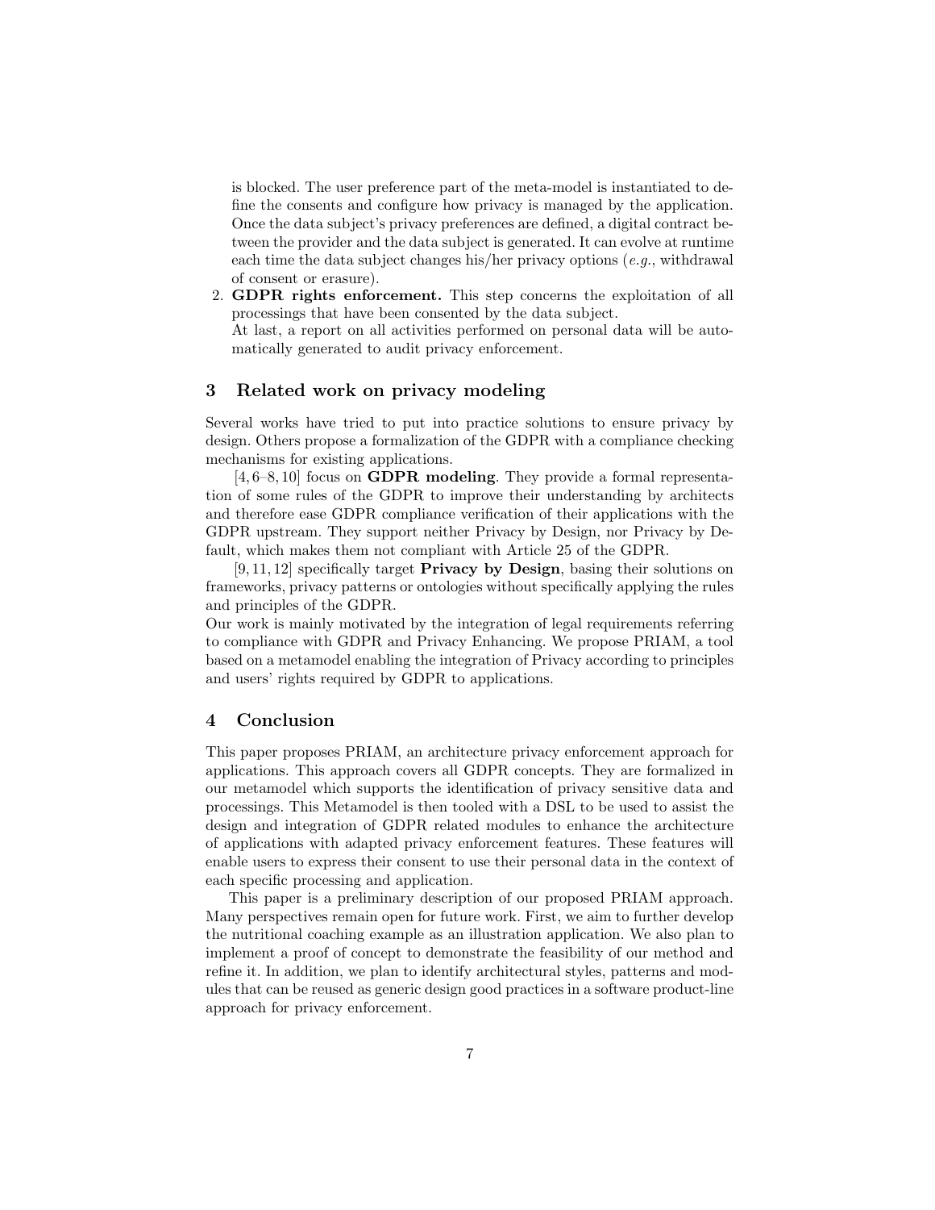is blocked. The user preference part of the meta-model is instantiated to define the consents and configure how privacy is managed by the application. Once the data subject's privacy preferences are defined, a digital contract between the provider and the data subject is generated. It can evolve at runtime each time the data subject changes his/her privacy options (*e.g.*, withdrawal of consent or erasure).

2. **GDPR rights enforcement.** This step concerns the exploitation of all processings that have been consented by the data subject.
   At last, a report on all activities performed on personal data will be automatically generated to audit privacy enforcement.

## 3 Related work on privacy modeling

Several works have tried to put into practice solutions to ensure privacy by design. Others propose a formalization of the GDPR with a compliance checking mechanisms for existing applications.

[4, 6–8, 10] focus on **GDPR modeling**. They provide a formal representation of some rules of the GDPR to improve their understanding by architects and therefore ease GDPR compliance verification of their applications with the GDPR upstream. They support neither Privacy by Design, nor Privacy by Default, which makes them not compliant with Article 25 of the GDPR.

[9, 11, 12] specifically target **Privacy by Design**, basing their solutions on frameworks, privacy patterns or ontologies without specifically applying the rules and principles of the GDPR.

Our work is mainly motivated by the integration of legal requirements referring to compliance with GDPR and Privacy Enhancing. We propose PRIAM, a tool based on a metamodel enabling the integration of Privacy according to principles and users' rights required by GDPR to applications.

## 4 Conclusion

This paper proposes PRIAM, an architecture privacy enforcement approach for applications. This approach covers all GDPR concepts. They are formalized in our metamodel which supports the identification of privacy sensitive data and processings. This Metamodel is then tooled with a DSL to be used to assist the design and integration of GDPR related modules to enhance the architecture of applications with adapted privacy enforcement features. These features will enable users to express their consent to use their personal data in the context of each specific processing and application.

This paper is a preliminary description of our proposed PRIAM approach. Many perspectives remain open for future work. First, we aim to further develop the nutritional coaching example as an illustration application. We also plan to implement a proof of concept to demonstrate the feasibility of our method and refine it. In addition, we plan to identify architectural styles, patterns and modules that can be reused as generic design good practices in a software product-line approach for privacy enforcement.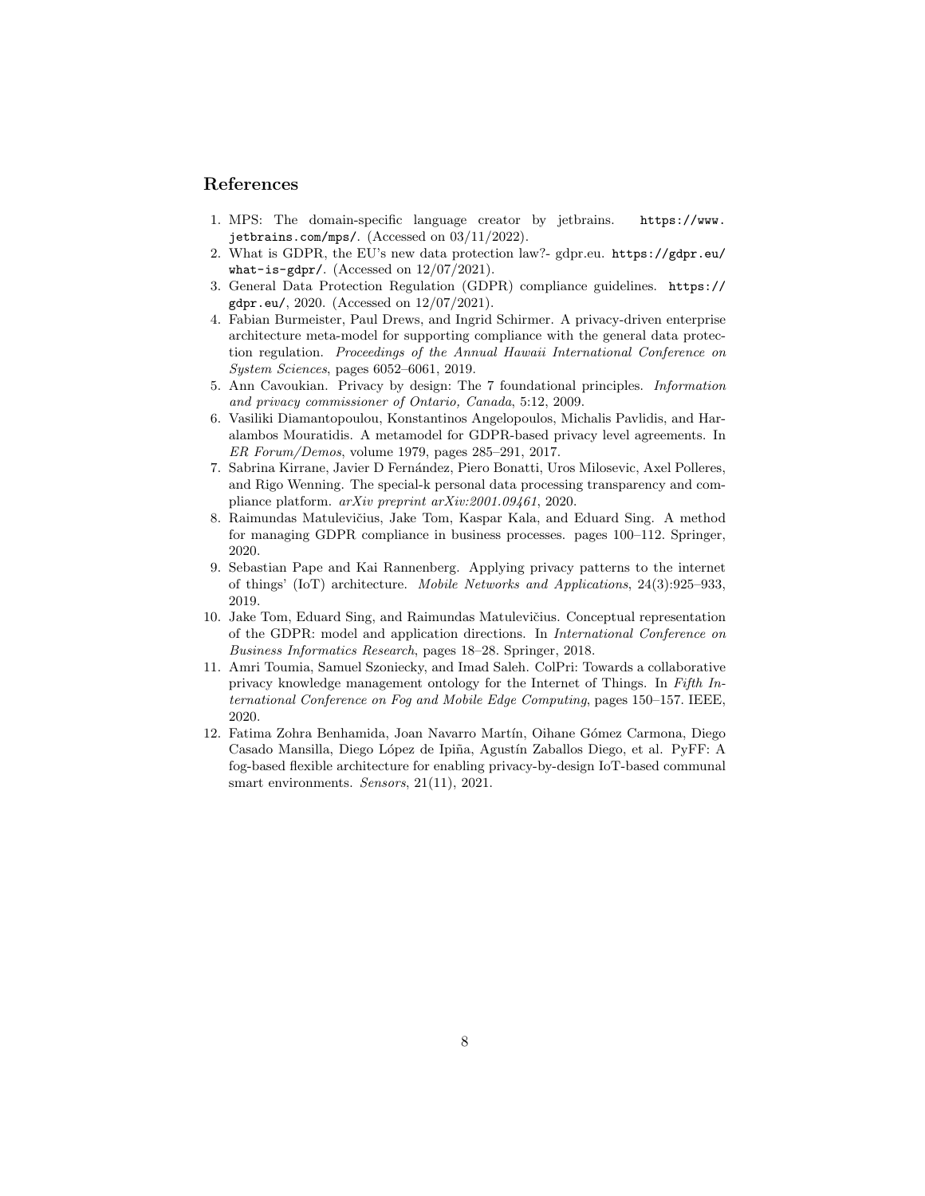## References

1. MPS: The domain-specific language creator by jetbrains. `https://www.jetbrains.com/mps/`. (Accessed on 03/11/2022).
2. What is GDPR, the EU's new data protection law?- gdpr.eu. `https://gdpr.eu/what-is-gdpr/`. (Accessed on 12/07/2021).
3. General Data Protection Regulation (GDPR) compliance guidelines. `https://gdpr.eu/`, 2020. (Accessed on 12/07/2021).
4. Fabian Burmeister, Paul Drews, and Ingrid Schirmer. A privacy-driven enterprise architecture meta-model for supporting compliance with the general data protection regulation. *Proceedings of the Annual Hawaii International Conference on System Sciences*, pages 6052–6061, 2019.
5. Ann Cavoukian. Privacy by design: The 7 foundational principles. *Information and privacy commissioner of Ontario, Canada*, 5:12, 2009.
6. Vasiliki Diamantopoulou, Konstantinos Angelopoulos, Michalis Pavlidis, and Haralambos Mouratidis. A metamodel for GDPR-based privacy level agreements. In *ER Forum/Demos*, volume 1979, pages 285–291, 2017.
7. Sabrina Kirrane, Javier D Fernández, Piero Bonatti, Uros Milosevic, Axel Polleres, and Rigo Wenning. The special-k personal data processing transparency and compliance platform. *arXiv preprint arXiv:2001.09461*, 2020.
8. Raimundas Matulevičius, Jake Tom, Kaspar Kala, and Eduard Sing. A method for managing GDPR compliance in business processes. pages 100–112. Springer, 2020.
9. Sebastian Pape and Kai Rannenberg. Applying privacy patterns to the internet of things' (IoT) architecture. *Mobile Networks and Applications*, 24(3):925–933, 2019.
10. Jake Tom, Eduard Sing, and Raimundas Matulevičius. Conceptual representation of the GDPR: model and application directions. In *International Conference on Business Informatics Research*, pages 18–28. Springer, 2018.
11. Amri Toumia, Samuel Szoniecky, and Imad Saleh. ColPri: Towards a collaborative privacy knowledge management ontology for the Internet of Things. In *Fifth International Conference on Fog and Mobile Edge Computing*, pages 150–157. IEEE, 2020.
12. Fatima Zohra Benhamida, Joan Navarro Martín, Oihane Gómez Carmona, Diego Casado Mansilla, Diego López de Ipiña, Agustín Zaballos Diego, et al. PyFF: A fog-based flexible architecture for enabling privacy-by-design IoT-based communal smart environments. *Sensors*, 21(11), 2021.